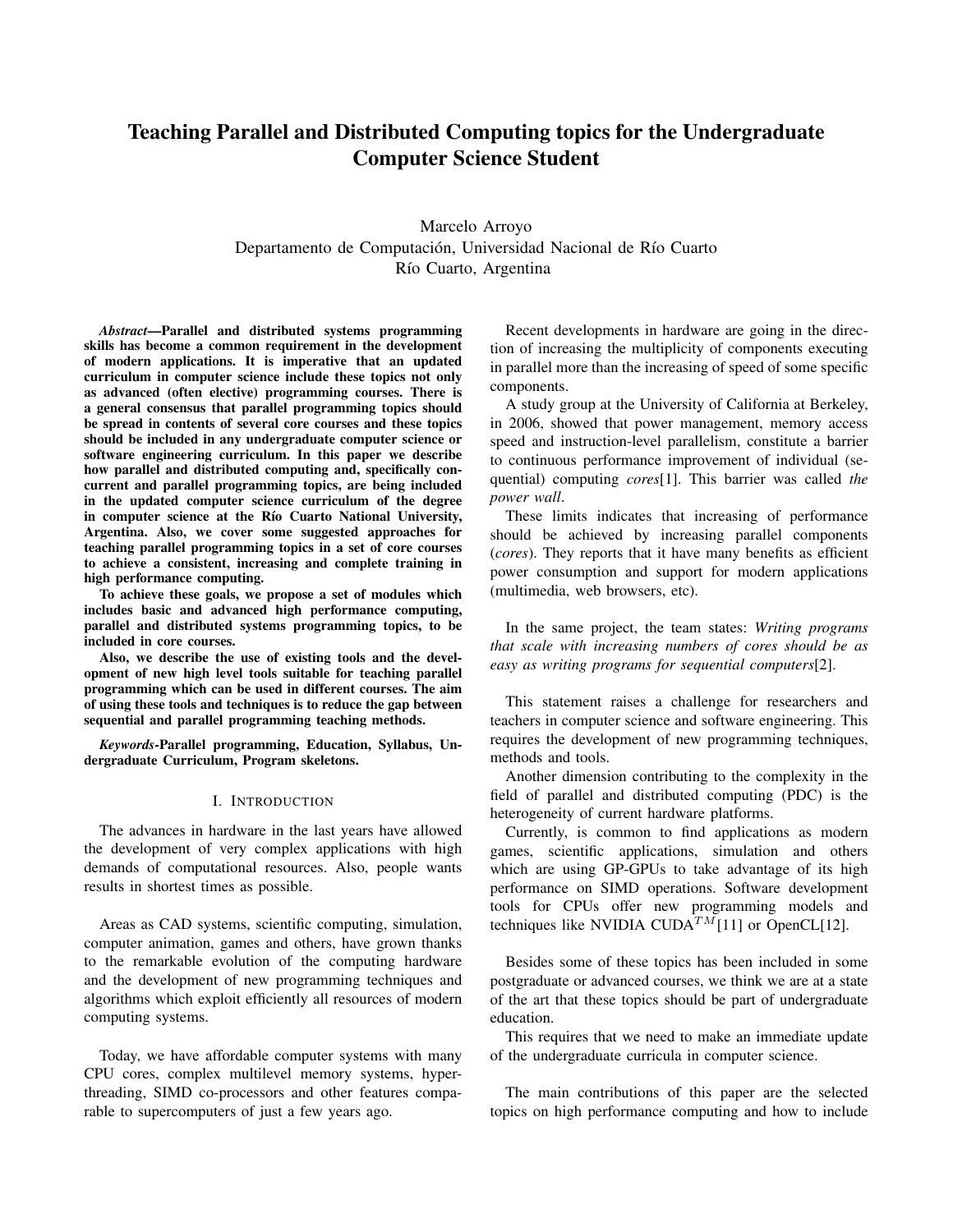# Teaching Parallel and Distributed Computing topics for the Undergraduate Computer Science Student

Marcelo Arroyo
Departamento de Computación, Universidad Nacional de Río Cuarto
Río Cuarto, Argentina

***Abstract*—Parallel and distributed systems programming skills has become a common requirement in the development of modern applications. It is imperative that an updated curriculum in computer science include these topics not only as advanced (often elective) programming courses. There is a general consensus that parallel programming topics should be spread in contents of several core courses and these topics should be included in any undergraduate computer science or software engineering curriculum. In this paper we describe how parallel and distributed computing and, specifically concurrent and parallel programming topics, are being included in the updated computer science curriculum of the degree in computer science at the Río Cuarto National University, Argentina. Also, we cover some suggested approaches for teaching parallel programming topics in a set of core courses to achieve a consistent, increasing and complete training in high performance computing.**

**To achieve these goals, we propose a set of modules which includes basic and advanced high performance computing, parallel and distributed systems programming topics, to be included in core courses.**

**Also, we describe the use of existing tools and the development of new high level tools suitable for teaching parallel programming which can be used in different courses. The aim of using these tools and techniques is to reduce the gap between sequential and parallel programming teaching methods.**

***Keywords*-Parallel programming, Education, Syllabus, Undergraduate Curriculum, Program skeletons.**

## I. Introduction

The advances in hardware in the last years have allowed the development of very complex applications with high demands of computational resources. Also, people wants results in shortest times as possible.

Areas as CAD systems, scientific computing, simulation, computer animation, games and others, have grown thanks to the remarkable evolution of the computing hardware and the development of new programming techniques and algorithms which exploit efficiently all resources of modern computing systems.

Today, we have affordable computer systems with many CPU cores, complex multilevel memory systems, hyperthreading, SIMD co-processors and other features comparable to supercomputers of just a few years ago.

Recent developments in hardware are going in the direction of increasing the multiplicity of components executing in parallel more than the increasing of speed of some specific components.

A study group at the University of California at Berkeley, in 2006, showed that power management, memory access speed and instruction-level parallelism, constitute a barrier to continuous performance improvement of individual (sequential) computing *cores*[1]. This barrier was called *the power wall*.

These limits indicates that increasing of performance should be achieved by increasing parallel components (*cores*). They reports that it have many benefits as efficient power consumption and support for modern applications (multimedia, web browsers, etc).

In the same project, the team states: *Writing programs that scale with increasing numbers of cores should be as easy as writing programs for sequential computers*[2].

This statement raises a challenge for researchers and teachers in computer science and software engineering. This requires the development of new programming techniques, methods and tools.

Another dimension contributing to the complexity in the field of parallel and distributed computing (PDC) is the heterogeneity of current hardware platforms.

Currently, is common to find applications as modern games, scientific applications, simulation and others which are using GP-GPUs to take advantage of its high performance on SIMD operations. Software development tools for CPUs offer new programming models and techniques like NVIDIA CUDA$^{TM}$[11] or OpenCL[12].

Besides some of these topics has been included in some postgraduate or advanced courses, we think we are at a state of the art that these topics should be part of undergraduate education.

This requires that we need to make an immediate update of the undergraduate curricula in computer science.

The main contributions of this paper are the selected topics on high performance computing and how to include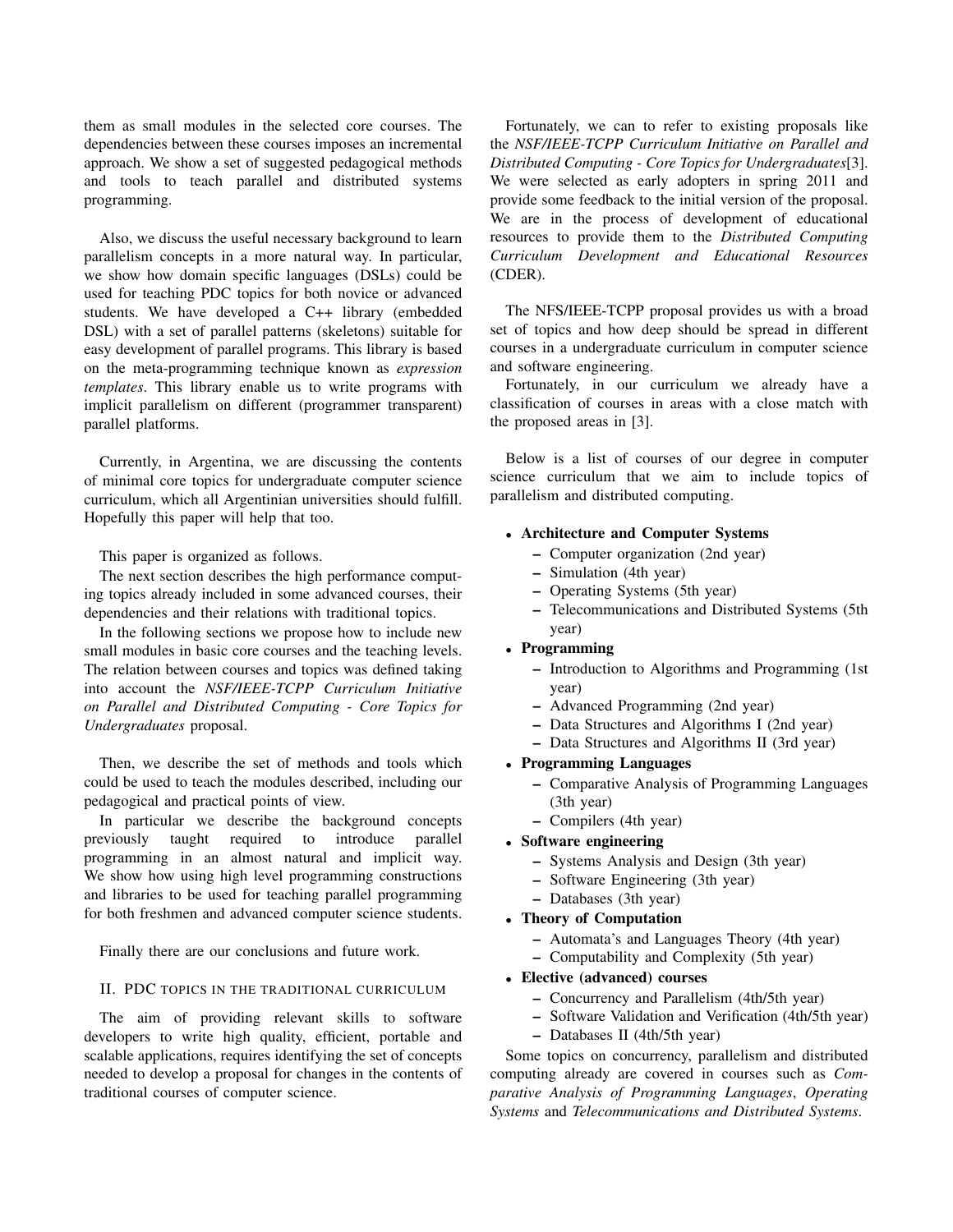them as small modules in the selected core courses. The dependencies between these courses imposes an incremental approach. We show a set of suggested pedagogical methods and tools to teach parallel and distributed systems programming.

Also, we discuss the useful necessary background to learn parallelism concepts in a more natural way. In particular, we show how domain specific languages (DSLs) could be used for teaching PDC topics for both novice or advanced students. We have developed a C++ library (embedded DSL) with a set of parallel patterns (skeletons) suitable for easy development of parallel programs. This library is based on the meta-programming technique known as *expression templates*. This library enable us to write programs with implicit parallelism on different (programmer transparent) parallel platforms.

Currently, in Argentina, we are discussing the contents of minimal core topics for undergraduate computer science curriculum, which all Argentinian universities should fulfill. Hopefully this paper will help that too.

This paper is organized as follows.

The next section describes the high performance computing topics already included in some advanced courses, their dependencies and their relations with traditional topics.

In the following sections we propose how to include new small modules in basic core courses and the teaching levels. The relation between courses and topics was defined taking into account the *NSF/IEEE-TCPP Curriculum Initiative on Parallel and Distributed Computing - Core Topics for Undergraduates* proposal.

Then, we describe the set of methods and tools which could be used to teach the modules described, including our pedagogical and practical points of view.

In particular we describe the background concepts previously taught required to introduce parallel programming in an almost natural and implicit way. We show how using high level programming constructions and libraries to be used for teaching parallel programming for both freshmen and advanced computer science students.

Finally there are our conclusions and future work.

## II. PDC TOPICS IN THE TRADITIONAL CURRICULUM

The aim of providing relevant skills to software developers to write high quality, efficient, portable and scalable applications, requires identifying the set of concepts needed to develop a proposal for changes in the contents of traditional courses of computer science.

Fortunately, we can to refer to existing proposals like the *NSF/IEEE-TCPP Curriculum Initiative on Parallel and Distributed Computing - Core Topics for Undergraduates*[3]. We were selected as early adopters in spring 2011 and provide some feedback to the initial version of the proposal. We are in the process of development of educational resources to provide them to the *Distributed Computing Curriculum Development and Educational Resources* (CDER).

The NFS/IEEE-TCPP proposal provides us with a broad set of topics and how deep should be spread in different courses in a undergraduate curriculum in computer science and software engineering.

Fortunately, in our curriculum we already have a classification of courses in areas with a close match with the proposed areas in [3].

Below is a list of courses of our degree in computer science curriculum that we aim to include topics of parallelism and distributed computing.

- **Architecture and Computer Systems**
  - Computer organization (2nd year)
  - Simulation (4th year)
  - Operating Systems (5th year)
  - Telecommunications and Distributed Systems (5th year)
- **Programming**
  - Introduction to Algorithms and Programming (1st year)
  - Advanced Programming (2nd year)
  - Data Structures and Algorithms I (2nd year)
  - Data Structures and Algorithms II (3rd year)
- **Programming Languages**
  - Comparative Analysis of Programming Languages (3th year)
  - Compilers (4th year)
- **Software engineering**
  - Systems Analysis and Design (3th year)
  - Software Engineering (3th year)
  - Databases (3th year)
- **Theory of Computation**
  - Automata's and Languages Theory (4th year)
  - Computability and Complexity (5th year)
- **Elective (advanced) courses**
  - Concurrency and Parallelism (4th/5th year)
  - Software Validation and Verification (4th/5th year)
  - Databases II (4th/5th year)

Some topics on concurrency, parallelism and distributed computing already are covered in courses such as *Comparative Analysis of Programming Languages*, *Operating Systems* and *Telecommunications and Distributed Systems*.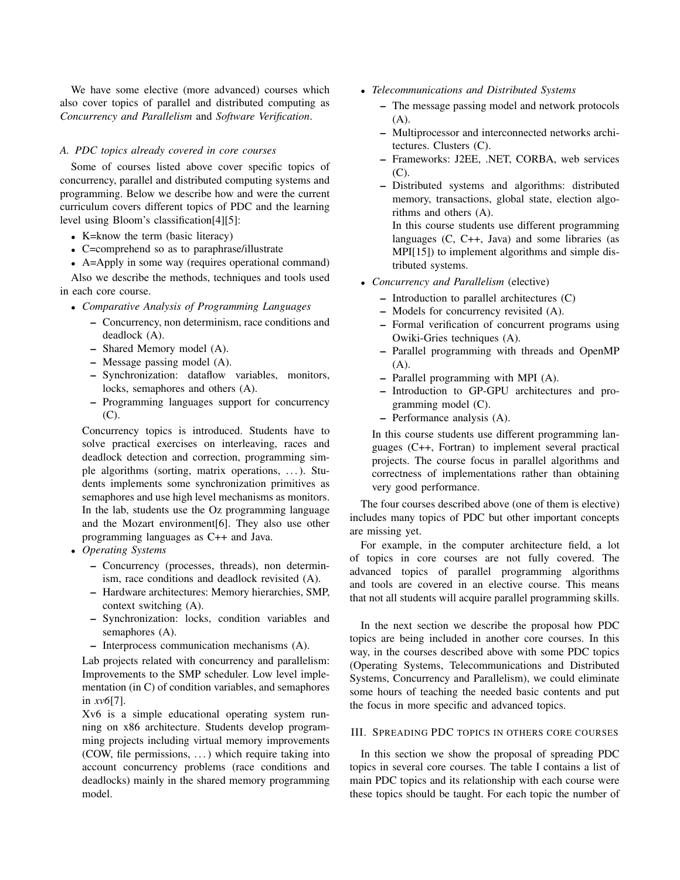We have some elective (more advanced) courses which also cover topics of parallel and distributed computing as *Concurrency and Parallelism* and *Software Verification*.

### A. PDC topics already covered in core courses

Some of courses listed above cover specific topics of concurrency, parallel and distributed computing systems and programming. Below we describe how and were the current curriculum covers different topics of PDC and the learning level using Bloom's classification[4][5]:

- K=know the term (basic literacy)
- C=comprehend so as to paraphrase/illustrate
- A=Apply in some way (requires operational command)

Also we describe the methods, techniques and tools used in each core course.

- *Comparative Analysis of Programming Languages*
  - Concurrency, non determinism, race conditions and deadlock (A).
  - Shared Memory model (A).
  - Message passing model (A).
  - Synchronization: dataflow variables, monitors, locks, semaphores and others (A).
  - Programming languages support for concurrency (C).

  Concurrency topics is introduced. Students have to solve practical exercises on interleaving, races and deadlock detection and correction, programming simple algorithms (sorting, matrix operations, ...). Students implements some synchronization primitives as semaphores and use high level mechanisms as monitors. In the lab, students use the Oz programming language and the Mozart environment[6]. They also use other programming languages as C++ and Java.
- *Operating Systems*
  - Concurrency (processes, threads), non determinism, race conditions and deadlock revisited (A).
  - Hardware architectures: Memory hierarchies, SMP, context switching (A).
  - Synchronization: locks, condition variables and semaphores (A).
  - Interprocess communication mechanisms (A).

  Lab projects related with concurrency and parallelism: Improvements to the SMP scheduler. Low level implementation (in C) of condition variables, and semaphores in *xv6*[7].

  Xv6 is a simple educational operating system running on x86 architecture. Students develop programming projects including virtual memory improvements (COW, file permissions, ...) which require taking into account concurrency problems (race conditions and deadlocks) mainly in the shared memory programming model.
- *Telecommunications and Distributed Systems*
  - The message passing model and network protocols (A).
  - Multiprocessor and interconnected networks architectures. Clusters (C).
  - Frameworks: J2EE, .NET, CORBA, web services (C).
  - Distributed systems and algorithms: distributed memory, transactions, global state, election algorithms and others (A).

    In this course students use different programming languages (C, C++, Java) and some libraries (as MPI[15]) to implement algorithms and simple distributed systems.
- *Concurrency and Parallelism* (elective)
  - Introduction to parallel architectures (C)
  - Models for concurrency revisited (A).
  - Formal verification of concurrent programs using Owiki-Gries techniques (A).
  - Parallel programming with threads and OpenMP (A).
  - Parallel programming with MPI (A).
  - Introduction to GP-GPU architectures and programming model (C).
  - Performance analysis (A).

  In this course students use different programming languages (C++, Fortran) to implement several practical projects. The course focus in parallel algorithms and correctness of implementations rather than obtaining very good performance.

The four courses described above (one of them is elective) includes many topics of PDC but other important concepts are missing yet.

For example, in the computer architecture field, a lot of topics in core courses are not fully covered. The advanced topics of parallel programming algorithms and tools are covered in an elective course. This means that not all students will acquire parallel programming skills.

In the next section we describe the proposal how PDC topics are being included in another core courses. In this way, in the courses described above with some PDC topics (Operating Systems, Telecommunications and Distributed Systems, Concurrency and Parallelism), we could eliminate some hours of teaching the needed basic contents and put the focus in more specific and advanced topics.

## III. Spreading PDC topics in others core courses

In this section we show the proposal of spreading PDC topics in several core courses. The table I contains a list of main PDC topics and its relationship with each course were these topics should be taught. For each topic the number of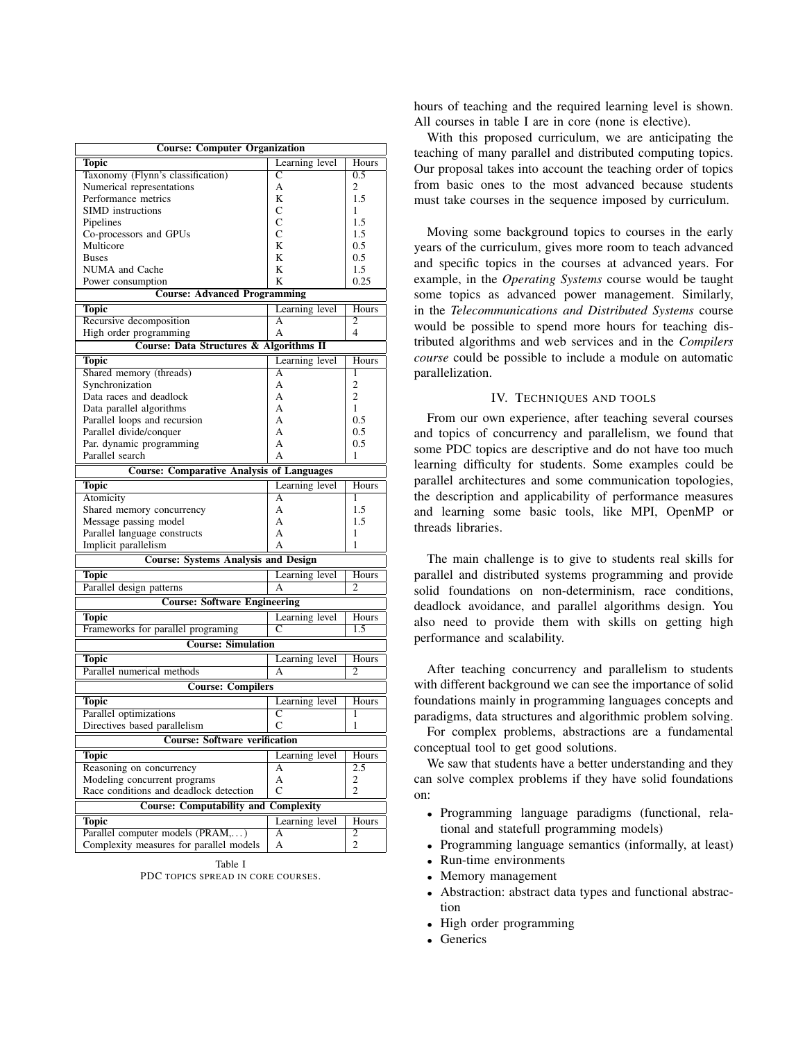| Course: Computer Organization | | |
|---|---|---|
| **Topic** | Learning level | Hours |
| Taxonomy (Flynn's classification) | C | 0.5 |
| Numerical representations | A | 2 |
| Performance metrics | K | 1.5 |
| SIMD instructions | C | 1 |
| Pipelines | C | 1.5 |
| Co-processors and GPUs | C | 1.5 |
| Multicore | K | 0.5 |
| Buses | K | 0.5 |
| NUMA and Cache | K | 1.5 |
| Power consumption | K | 0.25 |
| **Course: Advanced Programming** | | |
| **Topic** | Learning level | Hours |
| Recursive decomposition | A | 2 |
| High order programming | A | 4 |
| **Course: Data Structures & Algorithms II** | | |
| **Topic** | Learning level | Hours |
| Shared memory (threads) | A | 1 |
| Synchronization | A | 2 |
| Data races and deadlock | A | 2 |
| Data parallel algorithms | A | 1 |
| Parallel loops and recursion | A | 0.5 |
| Parallel divide/conquer | A | 0.5 |
| Par. dynamic programming | A | 0.5 |
| Parallel search | A | 1 |
| **Course: Comparative Analysis of Languages** | | |
| **Topic** | Learning level | Hours |
| Atomicity | A | 1 |
| Shared memory concurrency | A | 1.5 |
| Message passing model | A | 1.5 |
| Parallel language constructs | A | 1 |
| Implicit parallelism | A | 1 |
| **Course: Systems Analysis and Design** | | |
| **Topic** | Learning level | Hours |
| Parallel design patterns | A | 2 |
| **Course: Software Engineering** | | |
| **Topic** | Learning level | Hours |
| Frameworks for parallel programing | C | 1.5 |
| **Course: Simulation** | | |
| **Topic** | Learning level | Hours |
| Parallel numerical methods | A | 2 |
| **Course: Compilers** | | |
| **Topic** | Learning level | Hours |
| Parallel optimizations | C | 1 |
| Directives based parallelism | C | 1 |
| **Course: Software verification** | | |
| **Topic** | Learning level | Hours |
| Reasoning on concurrency | A | 2.5 |
| Modeling concurrent programs | A | 2 |
| Race conditions and deadlock detection | C | 2 |
| **Course: Computability and Complexity** | | |
| **Topic** | Learning level | Hours |
| Parallel computer models (PRAM,...) | A | 2 |
| Complexity measures for parallel models | A | 2 |

Table I
PDC TOPICS SPREAD IN CORE COURSES.

hours of teaching and the required learning level is shown. All courses in table I are in core (none is elective).

With this proposed curriculum, we are anticipating the teaching of many parallel and distributed computing topics. Our proposal takes into account the teaching order of topics from basic ones to the most advanced because students must take courses in the sequence imposed by curriculum.

Moving some background topics to courses in the early years of the curriculum, gives more room to teach advanced and specific topics in the courses at advanced years. For example, in the *Operating Systems* course would be taught some topics as advanced power management. Similarly, in the *Telecommunications and Distributed Systems* course would be possible to spend more hours for teaching distributed algorithms and web services and in the *Compilers course* could be possible to include a module on automatic parallelization.

## IV. Techniques and tools

From our own experience, after teaching several courses and topics of concurrency and parallelism, we found that some PDC topics are descriptive and do not have too much learning difficulty for students. Some examples could be parallel architectures and some communication topologies, the description and applicability of performance measures and learning some basic tools, like MPI, OpenMP or threads libraries.

The main challenge is to give to students real skills for parallel and distributed systems programming and provide solid foundations on non-determinism, race conditions, deadlock avoidance, and parallel algorithms design. You also need to provide them with skills on getting high performance and scalability.

After teaching concurrency and parallelism to students with different background we can see the importance of solid foundations mainly in programming languages concepts and paradigms, data structures and algorithmic problem solving.

For complex problems, abstractions are a fundamental conceptual tool to get good solutions.

We saw that students have a better understanding and they can solve complex problems if they have solid foundations on:

- Programming language paradigms (functional, relational and statefull programming models)
- Programming language semantics (informally, at least)
- Run-time environments
- Memory management
- Abstraction: abstract data types and functional abstraction
- High order programming
- Generics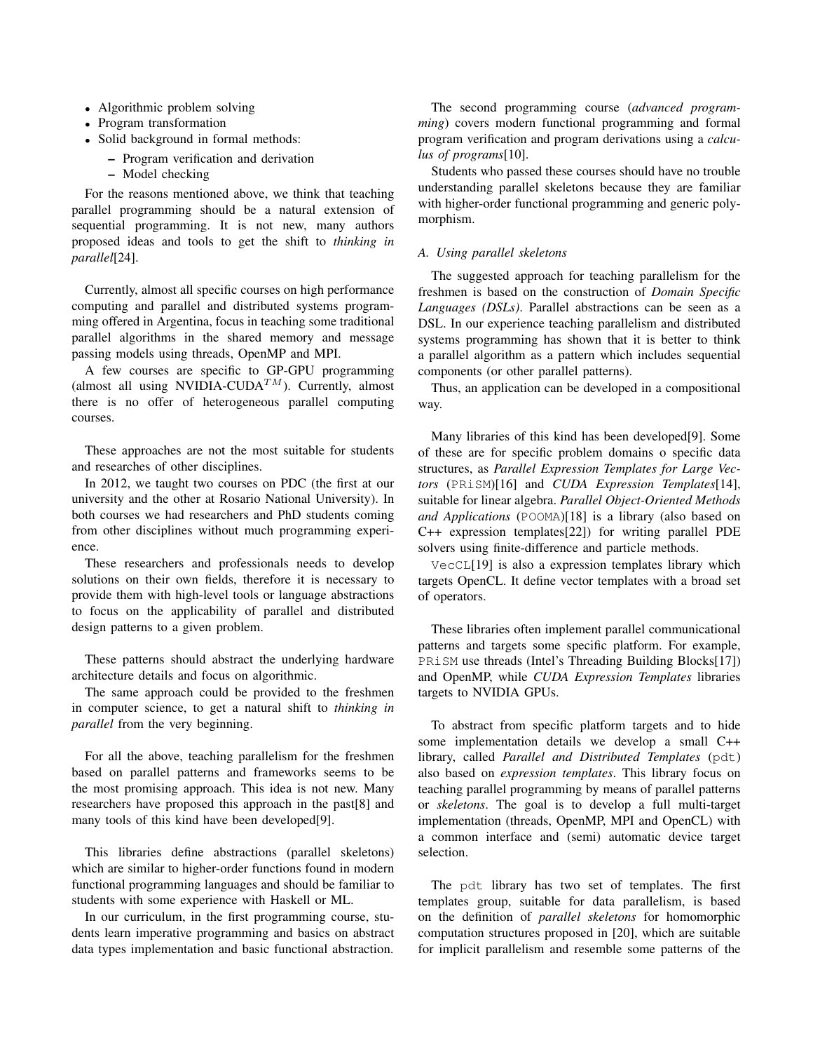- Algorithmic problem solving
- Program transformation
- Solid background in formal methods:
  - Program verification and derivation
  - Model checking

For the reasons mentioned above, we think that teaching parallel programming should be a natural extension of sequential programming. It is not new, many authors proposed ideas and tools to get the shift to *thinking in parallel*[24].

Currently, almost all specific courses on high performance computing and parallel and distributed systems programming offered in Argentina, focus in teaching some traditional parallel algorithms in the shared memory and message passing models using threads, OpenMP and MPI.

A few courses are specific to GP-GPU programming (almost all using NVIDIA-CUDA$^{TM}$). Currently, almost there is no offer of heterogeneous parallel computing courses.

These approaches are not the most suitable for students and researches of other disciplines.

In 2012, we taught two courses on PDC (the first at our university and the other at Rosario National University). In both courses we had researchers and PhD students coming from other disciplines without much programming experience.

These researchers and professionals needs to develop solutions on their own fields, therefore it is necessary to provide them with high-level tools or language abstractions to focus on the applicability of parallel and distributed design patterns to a given problem.

These patterns should abstract the underlying hardware architecture details and focus on algorithmic.

The same approach could be provided to the freshmen in computer science, to get a natural shift to *thinking in parallel* from the very beginning.

For all the above, teaching parallelism for the freshmen based on parallel patterns and frameworks seems to be the most promising approach. This idea is not new. Many researchers have proposed this approach in the past[8] and many tools of this kind have been developed[9].

This libraries define abstractions (parallel skeletons) which are similar to higher-order functions found in modern functional programming languages and should be familiar to students with some experience with Haskell or ML.

In our curriculum, in the first programming course, students learn imperative programming and basics on abstract data types implementation and basic functional abstraction.

The second programming course (*advanced programming*) covers modern functional programming and formal program verification and program derivations using a *calculus of programs*[10].

Students who passed these courses should have no trouble understanding parallel skeletons because they are familiar with higher-order functional programming and generic polymorphism.

### A. Using parallel skeletons

The suggested approach for teaching parallelism for the freshmen is based on the construction of *Domain Specific Languages (DSLs)*. Parallel abstractions can be seen as a DSL. In our experience teaching parallelism and distributed systems programming has shown that it is better to think a parallel algorithm as a pattern which includes sequential components (or other parallel patterns).

Thus, an application can be developed in a compositional way.

Many libraries of this kind has been developed[9]. Some of these are for specific problem domains o specific data structures, as *Parallel Expression Templates for Large Vectors* (`PRiSM`)[16] and *CUDA Expression Templates*[14], suitable for linear algebra. *Parallel Object-Oriented Methods and Applications* (`POOMA`)[18] is a library (also based on C++ expression templates[22]) for writing parallel PDE solvers using finite-difference and particle methods.

`VecCL`[19] is also a expression templates library which targets OpenCL. It define vector templates with a broad set of operators.

These libraries often implement parallel communicational patterns and targets some specific platform. For example, `PRiSM` use threads (Intel's Threading Building Blocks[17]) and OpenMP, while *CUDA Expression Templates* libraries targets to NVIDIA GPUs.

To abstract from specific platform targets and to hide some implementation details we develop a small C++ library, called *Parallel and Distributed Templates* (`pdt`) also based on *expression templates*. This library focus on teaching parallel programming by means of parallel patterns or *skeletons*. The goal is to develop a full multi-target implementation (threads, OpenMP, MPI and OpenCL) with a common interface and (semi) automatic device target selection.

The `pdt` library has two set of templates. The first templates group, suitable for data parallelism, is based on the definition of *parallel skeletons* for homomorphic computation structures proposed in [20], which are suitable for implicit parallelism and resemble some patterns of the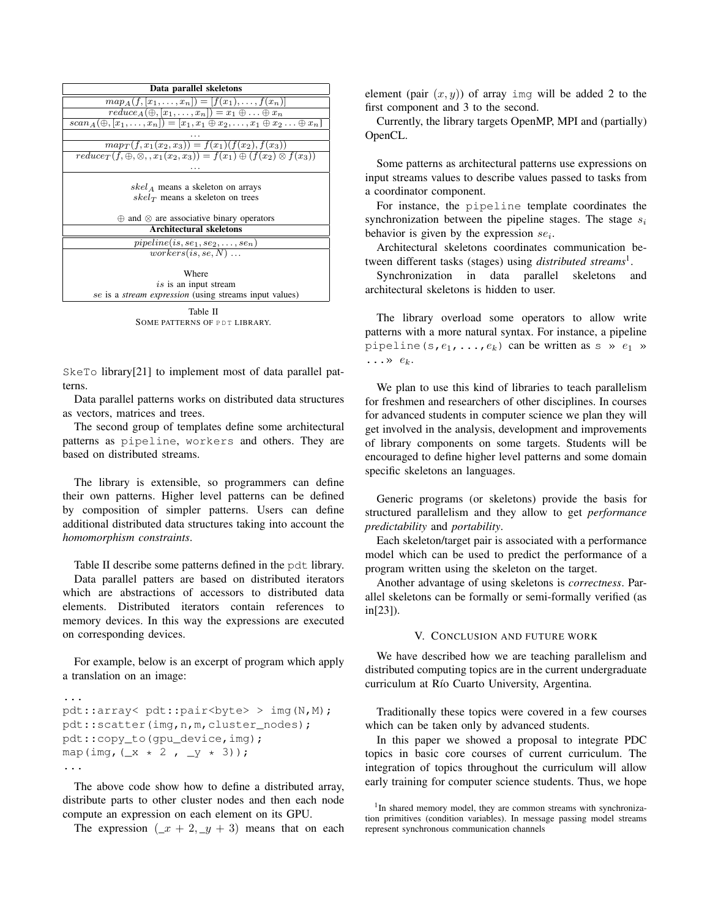| Data parallel skeletons |
| --- |
| $map_A(f, [x_1, \ldots, x_n]) = [f(x_1), \ldots, f(x_n)]$ |
| $reduce_A(\oplus, [x_1, \ldots, x_n]) = x_1 \oplus \ldots \oplus x_n$ |
| $scan_A(\oplus, [x_1, \ldots, x_n]) = [x_1, x_1 \oplus x_2, \ldots, x_1 \oplus x_2 \ldots \oplus x_n]$ |
| $\ldots$ |
| $map_T(f, x_1(x_2, x_3)) = f(x_1)(f(x_2), f(x_3))$ |
| $reduce_T(f, \oplus, \otimes, , x_1(x_2, x_3)) = f(x_1) \oplus (f(x_2) \otimes f(x_3))$ |
| $\ldots$ |
| $skel_A$ means a skeleton on arrays<br>$skel_T$ means a skeleton on trees<br><br>$\oplus$ and $\otimes$ are associative binary operators |
| **Architectural skeletons** |
| $pipeline(is, se_1, se_2, \ldots, se_n)$ |
| $workers(is, se, N) \ldots$<br><br>Where<br>$is$ is an input stream<br>$se$ is a *stream expression* (using streams input values) |

Table II
SOME PATTERNS OF PDT LIBRARY.

SkeTo library[21] to implement most of data parallel patterns.

Data parallel patterns works on distributed data structures as vectors, matrices and trees.

The second group of templates define some architectural patterns as pipeline, workers and others. They are based on distributed streams.

The library is extensible, so programmers can define their own patterns. Higher level patterns can be defined by composition of simpler patterns. Users can define additional distributed data structures taking into account the *homomorphism constraints*.

Table II describe some patterns defined in the pdt library.

Data parallel patters are based on distributed iterators which are abstractions of accessors to distributed data elements. Distributed iterators contain references to memory devices. In this way the expressions are executed on corresponding devices.

For example, below is an excerpt of program which apply a translation on an image:

```
...
pdt::array< pdt::pair<byte> > img(N,M);
pdt::scatter(img,n,m,cluster_nodes);
pdt::copy_to(gpu_device,img);
map(img,(_x * 2 , _y * 3));
...
```

The above code show how to define a distributed array, distribute parts to other cluster nodes and then each node compute an expression on each element on its GPU.

The expression $(\_x + 2, \_y + 3)$ means that on each element (pair $(x, y)$) of array img will be added 2 to the first component and 3 to the second.

Currently, the library targets OpenMP, MPI and (partially) OpenCL.

Some patterns as architectural patterns use expressions on input streams values to describe values passed to tasks from a coordinator component.

For instance, the pipeline template coordinates the synchronization between the pipeline stages. The stage $s_i$ behavior is given by the expression $se_i$.

Architectural skeletons coordinates communication between different tasks (stages) using *distributed streams*[1].

Synchronization in data parallel skeletons and architectural skeletons is hidden to user.

The library overload some operators to allow write patterns with a more natural syntax. For instance, a pipeline pipeline(s, $e_1$, ..., $e_k$) can be written as s » $e_1$ » ...» $e_k$.

We plan to use this kind of libraries to teach parallelism for freshmen and researchers of other disciplines. In courses for advanced students in computer science we plan they will get involved in the analysis, development and improvements of library components on some targets. Students will be encouraged to define higher level patterns and some domain specific skeletons an languages.

Generic programs (or skeletons) provide the basis for structured parallelism and they allow to get *performance predictability* and *portability*.

Each skeleton/target pair is associated with a performance model which can be used to predict the performance of a program written using the skeleton on the target.

Another advantage of using skeletons is *correctness*. Parallel skeletons can be formally or semi-formally verified (as in[23]).

## V. CONCLUSION AND FUTURE WORK

We have described how we are teaching parallelism and distributed computing topics are in the current undergraduate curriculum at Río Cuarto University, Argentina.

Traditionally these topics were covered in a few courses which can be taken only by advanced students.

In this paper we showed a proposal to integrate PDC topics in basic core courses of current curriculum. The integration of topics throughout the curriculum will allow early training for computer science students. Thus, we hope

[1] In shared memory model, they are common streams with synchronization primitives (condition variables). In message passing model streams represent synchronous communication channels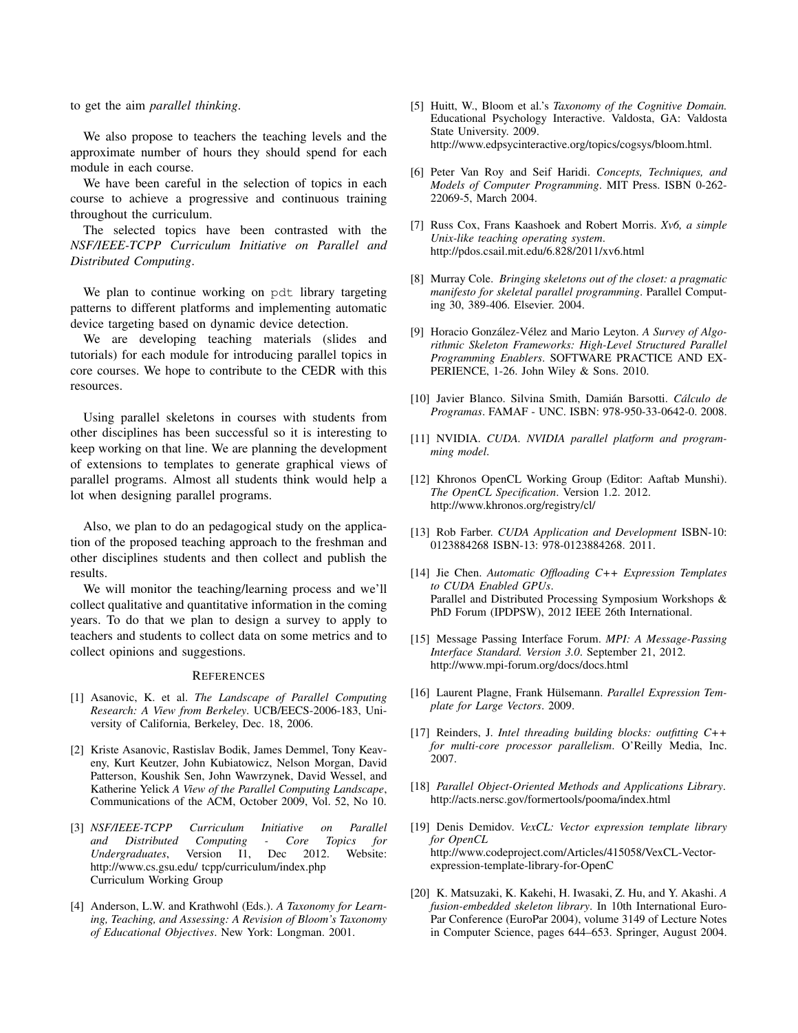to get the aim *parallel thinking*.

We also propose to teachers the teaching levels and the approximate number of hours they should spend for each module in each course.

We have been careful in the selection of topics in each course to achieve a progressive and continuous training throughout the curriculum.

The selected topics have been contrasted with the *NSF/IEEE-TCPP Curriculum Initiative on Parallel and Distributed Computing*.

We plan to continue working on `pdt` library targeting patterns to different platforms and implementing automatic device targeting based on dynamic device detection.

We are developing teaching materials (slides and tutorials) for each module for introducing parallel topics in core courses. We hope to contribute to the CEDR with this resources.

Using parallel skeletons in courses with students from other disciplines has been successful so it is interesting to keep working on that line. We are planning the development of extensions to templates to generate graphical views of parallel programs. Almost all students think would help a lot when designing parallel programs.

Also, we plan to do an pedagogical study on the application of the proposed teaching approach to the freshman and other disciplines students and then collect and publish the results.

We will monitor the teaching/learning process and we'll collect qualitative and quantitative information in the coming years. To do that we plan to design a survey to apply to teachers and students to collect data on some metrics and to collect opinions and suggestions.

## References

[1] Asanovic, K. et al. *The Landscape of Parallel Computing Research: A View from Berkeley*. UCB/EECS-2006-183, University of California, Berkeley, Dec. 18, 2006.

[2] Kriste Asanovic, Rastislav Bodik, James Demmel, Tony Keaveny, Kurt Keutzer, John Kubiatowicz, Nelson Morgan, David Patterson, Koushik Sen, John Wawrzynek, David Wessel, and Katherine Yelick *A View of the Parallel Computing Landscape*, Communications of the ACM, October 2009, Vol. 52, No 10.

[3] *NSF/IEEE-TCPP Curriculum Initiative on Parallel and Distributed Computing - Core Topics for Undergraduates*, Version I1, Dec 2012. Website: http://www.cs.gsu.edu/ tcpp/curriculum/index.php Curriculum Working Group

[4] Anderson, L.W. and Krathwohl (Eds.). *A Taxonomy for Learning, Teaching, and Assessing: A Revision of Bloom's Taxonomy of Educational Objectives*. New York: Longman. 2001.

[5] Huitt, W., Bloom et al.'s *Taxonomy of the Cognitive Domain.* Educational Psychology Interactive. Valdosta, GA: Valdosta State University. 2009. http://www.edpsycinteractive.org/topics/cogsys/bloom.html.

[6] Peter Van Roy and Seif Haridi. *Concepts, Techniques, and Models of Computer Programming*. MIT Press. ISBN 0-262-22069-5, March 2004.

[7] Russ Cox, Frans Kaashoek and Robert Morris. *Xv6, a simple Unix-like teaching operating system*. http://pdos.csail.mit.edu/6.828/2011/xv6.html

[8] Murray Cole. *Bringing skeletons out of the closet: a pragmatic manifesto for skeletal parallel programming*. Parallel Computing 30, 389-406. Elsevier. 2004.

[9] Horacio González-Vélez and Mario Leyton. *A Survey of Algorithmic Skeleton Frameworks: High-Level Structured Parallel Programming Enablers*. SOFTWARE PRACTICE AND EXPERIENCE, 1-26. John Wiley & Sons. 2010.

[10] Javier Blanco. Silvina Smith, Damián Barsotti. *Cálculo de Programas*. FAMAF - UNC. ISBN: 978-950-33-0642-0. 2008.

[11] NVIDIA. *CUDA. NVIDIA parallel platform and programming model*.

[12] Khronos OpenCL Working Group (Editor: Aaftab Munshi). *The OpenCL Specification*. Version 1.2. 2012. http://www.khronos.org/registry/cl/

[13] Rob Farber. *CUDA Application and Development* ISBN-10: 0123884268 ISBN-13: 978-0123884268. 2011.

[14] Jie Chen. *Automatic Offloading C++ Expression Templates to CUDA Enabled GPUs*. Parallel and Distributed Processing Symposium Workshops & PhD Forum (IPDPSW), 2012 IEEE 26th International.

[15] Message Passing Interface Forum. *MPI: A Message-Passing Interface Standard. Version 3.0*. September 21, 2012. http://www.mpi-forum.org/docs/docs.html

[16] Laurent Plagne, Frank Hülsemann. *Parallel Expression Template for Large Vectors*. 2009.

[17] Reinders, J. *Intel threading building blocks: outfitting C++ for multi-core processor parallelism*. O'Reilly Media, Inc. 2007.

[18] *Parallel Object-Oriented Methods and Applications Library*. http://acts.nersc.gov/formertools/pooma/index.html

[19] Denis Demidov. *VexCL: Vector expression template library for OpenCL* http://www.codeproject.com/Articles/415058/VexCL-Vector-expression-template-library-for-OpenC

[20] K. Matsuzaki, K. Kakehi, H. Iwasaki, Z. Hu, and Y. Akashi. *A fusion-embedded skeleton library*. In 10th International Euro-Par Conference (EuroPar 2004), volume 3149 of Lecture Notes in Computer Science, pages 644–653. Springer, August 2004.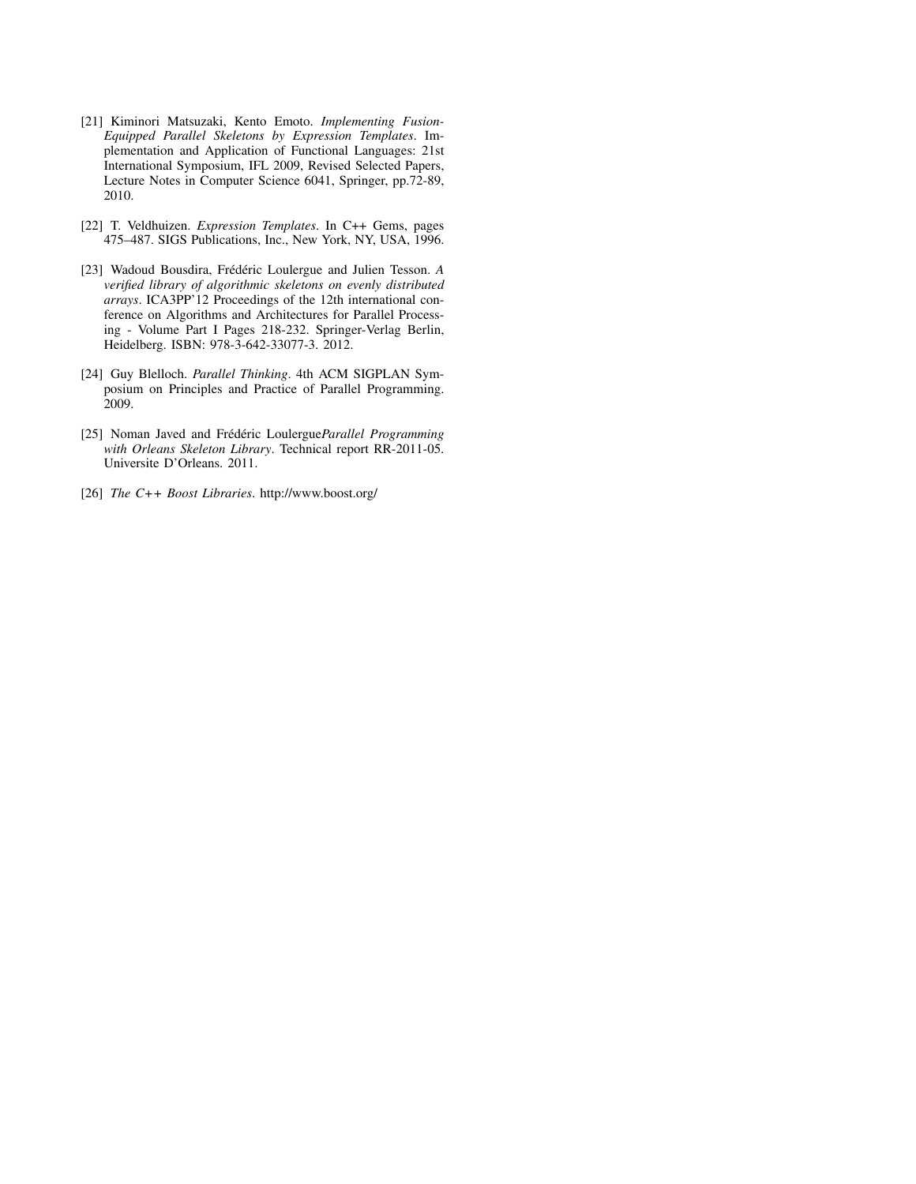[21] Kiminori Matsuzaki, Kento Emoto. *Implementing Fusion-Equipped Parallel Skeletons by Expression Templates*. Implementation and Application of Functional Languages: 21st International Symposium, IFL 2009, Revised Selected Papers, Lecture Notes in Computer Science 6041, Springer, pp.72-89, 2010.

[22] T. Veldhuizen. *Expression Templates*. In C++ Gems, pages 475–487. SIGS Publications, Inc., New York, NY, USA, 1996.

[23] Wadoud Bousdira, Frédéric Loulergue and Julien Tesson. *A verified library of algorithmic skeletons on evenly distributed arrays*. ICA3PP'12 Proceedings of the 12th international conference on Algorithms and Architectures for Parallel Processing - Volume Part I Pages 218-232. Springer-Verlag Berlin, Heidelberg. ISBN: 978-3-642-33077-3. 2012.

[24] Guy Blelloch. *Parallel Thinking*. 4th ACM SIGPLAN Symposium on Principles and Practice of Parallel Programming. 2009.

[25] Noman Javed and Frédéric Loulergue*Parallel Programming with Orleans Skeleton Library*. Technical report RR-2011-05. Universite D'Orleans. 2011.

[26] *The C++ Boost Libraries*. http://www.boost.org/